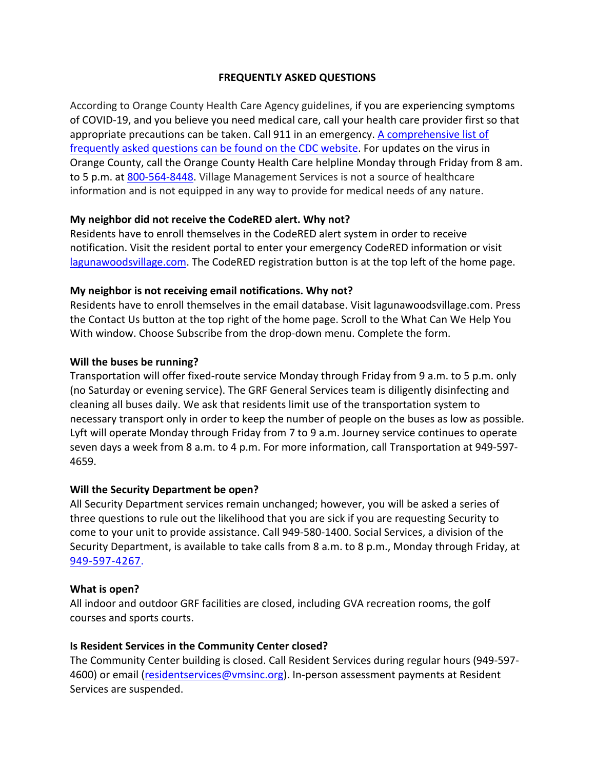# FREQUENTLY ASKED QUESTIONS

According to Orange County Health Care Agency guidelines, if you are experiencing symptoms of COVID-19, and you believe you need medical care, call your health care provider first so that appropriate precautions can be taken. Call 911 in an emergency. A comprehensive list of frequently asked questions can be found on the CDC website. For updates on the virus in Orange County, call the Orange County Health Care helpline Monday through Friday from 8 am. to 5 p.m. at 800-564-8448. Village Management Services is not a source of healthcare information and is not equipped in any way to provide for medical needs of any nature.

**My neighbor did not receive the CodeRED alert. Why not?**

Residents have to enroll themselves in the CodeRED alert system in order to receive notification. Visit the resident portal to enter your emergency CodeRED information or visit lagunawoodsvillage.com. The CodeRED registration button is at the top left of the home page.

**My neighbor is not receiving email notifications. Why not?**

Residents have to enroll themselves in the email database. Visit lagunawoodsvillage.com. Press the Contact Us button at the top right of the home page. Scroll to the What Can We Help You With window. Choose Subscribe from the drop-down menu. Complete the form.

**Will the buses be running?**

Transportation will offer fixed-route service Monday through Friday from 9 a.m. to 5 p.m. only (no Saturday or evening service). The GRF General Services team is diligently disinfecting and cleaning all buses daily. We ask that residents limit use of the transportation system to necessary transport only in order to keep the number of people on the buses as low as possible. Lyft will operate Monday through Friday from 7 to 9 a.m. Journey service continues to operate seven days a week from 8 a.m. to 4 p.m. For more information, call Transportation at 949-597-4659.

**Will the Security Department be open?**

All Security Department services remain unchanged; however, you will be asked a series of three questions to rule out the likelihood that you are sick if you are requesting Security to come to your unit to provide assistance. Call 949-580-1400. Social Services, a division of the Security Department, is available to take calls from 8 a.m. to 8 p.m., Monday through Friday, at 949-597-4267.

**What is open?**

All indoor and outdoor GRF facilities are closed, including GVA recreation rooms, the golf courses and sports courts.

**Is Resident Services in the Community Center closed?**

The Community Center building is closed. Call Resident Services during regular hours (949-597-4600) or email (residentservices@vmsinc.org). In-person assessment payments at Resident Services are suspended.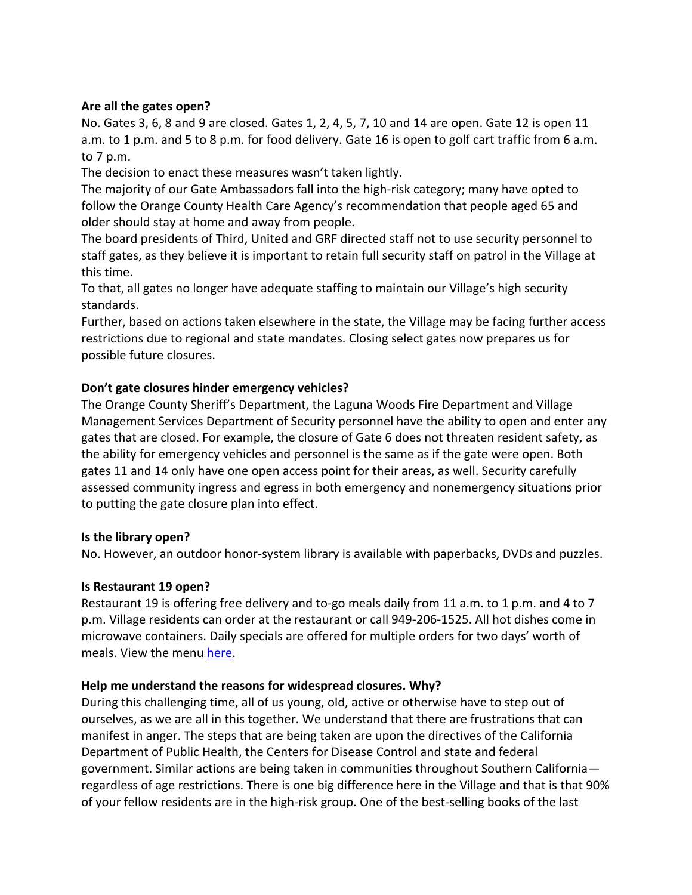**Are all the gates open?**

No. Gates 3, 6, 8 and 9 are closed. Gates 1, 2, 4, 5, 7, 10 and 14 are open. Gate 12 is open 11 a.m. to 1 p.m. and 5 to 8 p.m. for food delivery. Gate 16 is open to golf cart traffic from 6 a.m. to 7 p.m.

The decision to enact these measures wasn't taken lightly.

The majority of our Gate Ambassadors fall into the high-risk category; many have opted to follow the Orange County Health Care Agency's recommendation that people aged 65 and older should stay at home and away from people.

The board presidents of Third, United and GRF directed staff not to use security personnel to staff gates, as they believe it is important to retain full security staff on patrol in the Village at this time.

To that, all gates no longer have adequate staffing to maintain our Village's high security standards.

Further, based on actions taken elsewhere in the state, the Village may be facing further access restrictions due to regional and state mandates. Closing select gates now prepares us for possible future closures.

**Don't gate closures hinder emergency vehicles?**

The Orange County Sheriff's Department, the Laguna Woods Fire Department and Village Management Services Department of Security personnel have the ability to open and enter any gates that are closed. For example, the closure of Gate 6 does not threaten resident safety, as the ability for emergency vehicles and personnel is the same as if the gate were open. Both gates 11 and 14 only have one open access point for their areas, as well. Security carefully assessed community ingress and egress in both emergency and nonemergency situations prior to putting the gate closure plan into effect.

**Is the library open?**

No. However, an outdoor honor-system library is available with paperbacks, DVDs and puzzles.

**Is Restaurant 19 open?**

Restaurant 19 is offering free delivery and to-go meals daily from 11 a.m. to 1 p.m. and 4 to 7 p.m. Village residents can order at the restaurant or call 949-206-1525. All hot dishes come in microwave containers. Daily specials are offered for multiple orders for two days' worth of meals. View the menu [here](here).

**Help me understand the reasons for widespread closures. Why?**

During this challenging time, all of us young, old, active or otherwise have to step out of ourselves, as we are all in this together. We understand that there are frustrations that can manifest in anger. The steps that are being taken are upon the directives of the California Department of Public Health, the Centers for Disease Control and state and federal government. Similar actions are being taken in communities throughout Southern California—regardless of age restrictions. There is one big difference here in the Village and that is that 90% of your fellow residents are in the high-risk group. One of the best-selling books of the last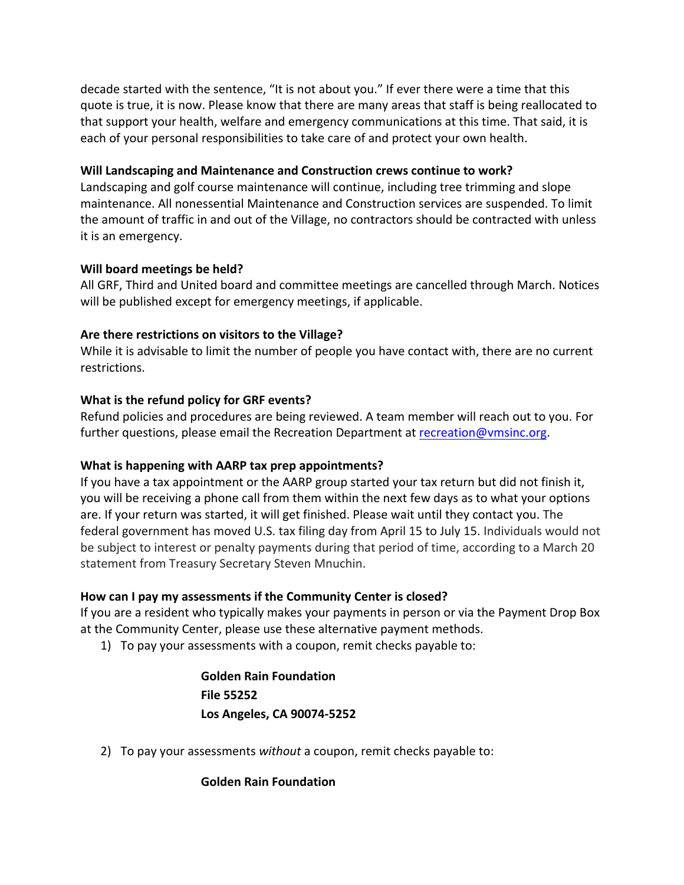decade started with the sentence, "It is not about you." If ever there were a time that this quote is true, it is now. Please know that there are many areas that staff is being reallocated to that support your health, welfare and emergency communications at this time. That said, it is each of your personal responsibilities to take care of and protect your own health.

**Will Landscaping and Maintenance and Construction crews continue to work?**

Landscaping and golf course maintenance will continue, including tree trimming and slope maintenance. All nonessential Maintenance and Construction services are suspended. To limit the amount of traffic in and out of the Village, no contractors should be contracted with unless it is an emergency.

**Will board meetings be held?**

All GRF, Third and United board and committee meetings are cancelled through March. Notices will be published except for emergency meetings, if applicable.

**Are there restrictions on visitors to the Village?**

While it is advisable to limit the number of people you have contact with, there are no current restrictions.

**What is the refund policy for GRF events?**

Refund policies and procedures are being reviewed. A team member will reach out to you. For further questions, please email the Recreation Department at recreation@vmsinc.org.

**What is happening with AARP tax prep appointments?**

If you have a tax appointment or the AARP group started your tax return but did not finish it, you will be receiving a phone call from them within the next few days as to what your options are. If your return was started, it will get finished. Please wait until they contact you. The federal government has moved U.S. tax filing day from April 15 to July 15. Individuals would not be subject to interest or penalty payments during that period of time, according to a March 20 statement from Treasury Secretary Steven Mnuchin.

**How can I pay my assessments if the Community Center is closed?**

If you are a resident who typically makes your payments in person or via the Payment Drop Box at the Community Center, please use these alternative payment methods.

1) To pay your assessments with a coupon, remit checks payable to:

   **Golden Rain Foundation**
   **File 55252**
   **Los Angeles, CA 90074-5252**

2) To pay your assessments *without* a coupon, remit checks payable to:

   **Golden Rain Foundation**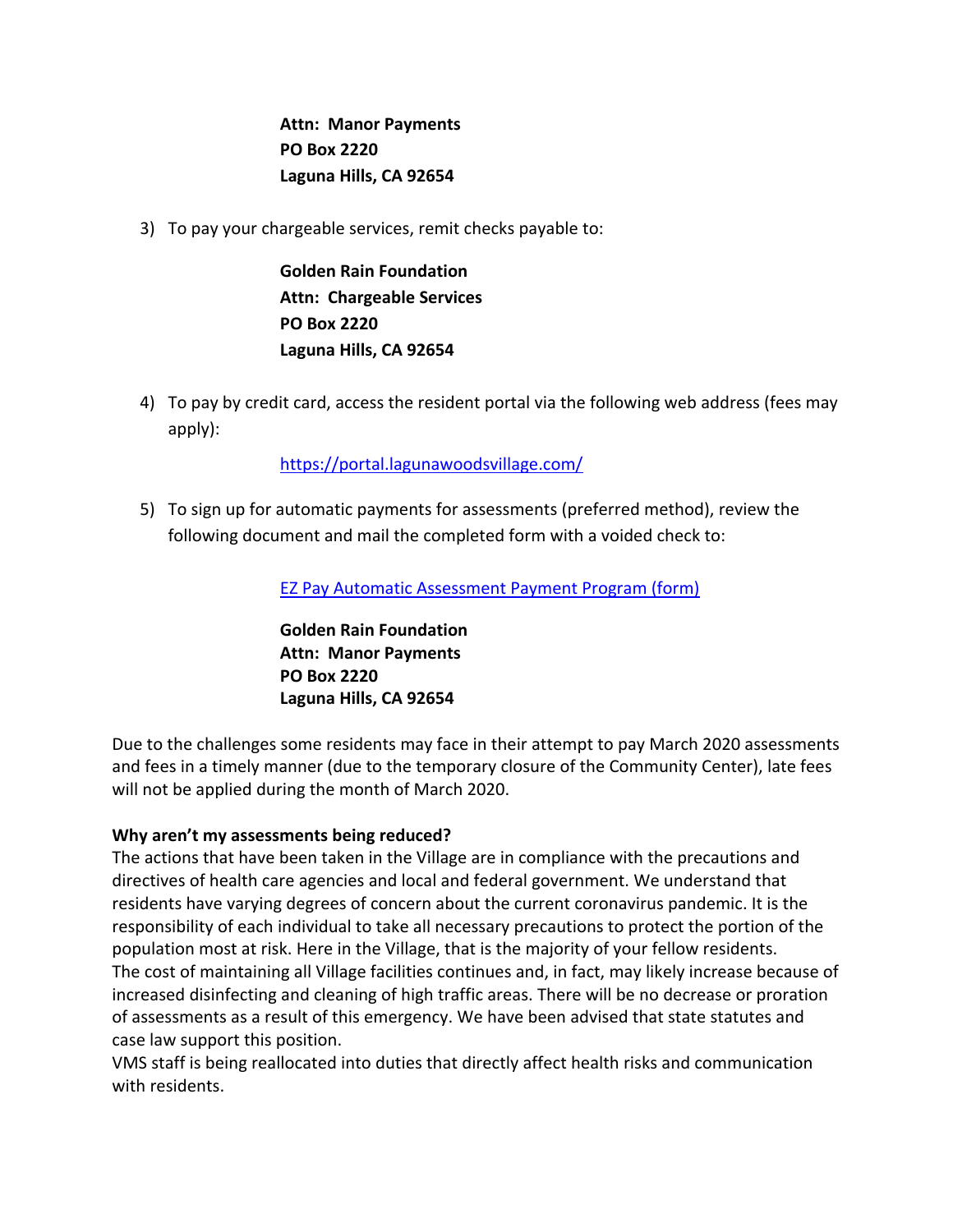**Attn: Manor Payments**
**PO Box 2220**
**Laguna Hills, CA 92654**

3) To pay your chargeable services, remit checks payable to:

   **Golden Rain Foundation**
   **Attn: Chargeable Services**
   **PO Box 2220**
   **Laguna Hills, CA 92654**

4) To pay by credit card, access the resident portal via the following web address (fees may apply):

   [https://portal.lagunawoodsvillage.com/](https://portal.lagunawoodsvillage.com/)

5) To sign up for automatic payments for assessments (preferred method), review the following document and mail the completed form with a voided check to:

   [EZ Pay Automatic Assessment Payment Program (form)]()

   **Golden Rain Foundation**
   **Attn: Manor Payments**
   **PO Box 2220**
   **Laguna Hills, CA 92654**

Due to the challenges some residents may face in their attempt to pay March 2020 assessments and fees in a timely manner (due to the temporary closure of the Community Center), late fees will not be applied during the month of March 2020.

**Why aren't my assessments being reduced?**

The actions that have been taken in the Village are in compliance with the precautions and directives of health care agencies and local and federal government. We understand that residents have varying degrees of concern about the current coronavirus pandemic. It is the responsibility of each individual to take all necessary precautions to protect the portion of the population most at risk. Here in the Village, that is the majority of your fellow residents.

The cost of maintaining all Village facilities continues and, in fact, may likely increase because of increased disinfecting and cleaning of high traffic areas. There will be no decrease or proration of assessments as a result of this emergency. We have been advised that state statutes and case law support this position.

VMS staff is being reallocated into duties that directly affect health risks and communication with residents.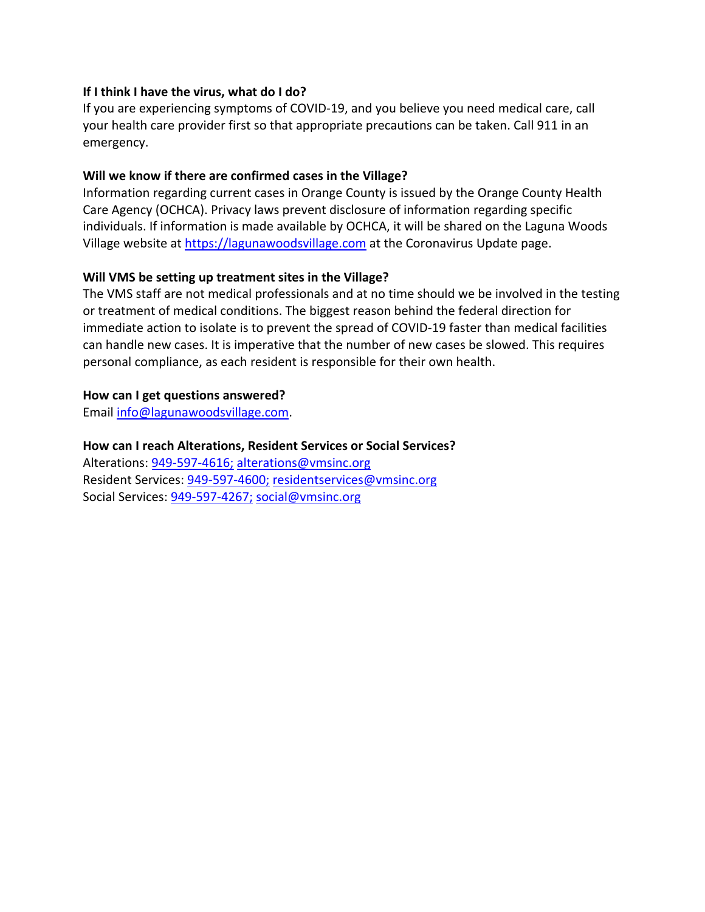**If I think I have the virus, what do I do?**

If you are experiencing symptoms of COVID-19, and you believe you need medical care, call your health care provider first so that appropriate precautions can be taken. Call 911 in an emergency.

**Will we know if there are confirmed cases in the Village?**

Information regarding current cases in Orange County is issued by the Orange County Health Care Agency (OCHCA). Privacy laws prevent disclosure of information regarding specific individuals. If information is made available by OCHCA, it will be shared on the Laguna Woods Village website at https://lagunawoodsvillage.com at the Coronavirus Update page.

**Will VMS be setting up treatment sites in the Village?**

The VMS staff are not medical professionals and at no time should we be involved in the testing or treatment of medical conditions. The biggest reason behind the federal direction for immediate action to isolate is to prevent the spread of COVID-19 faster than medical facilities can handle new cases. It is imperative that the number of new cases be slowed. This requires personal compliance, as each resident is responsible for their own health.

**How can I get questions answered?**

Email info@lagunawoodsvillage.com.

**How can I reach Alterations, Resident Services or Social Services?**

Alterations: 949-597-4616; alterations@vmsinc.org
Resident Services: 949-597-4600; residentservices@vmsinc.org
Social Services: 949-597-4267; social@vmsinc.org